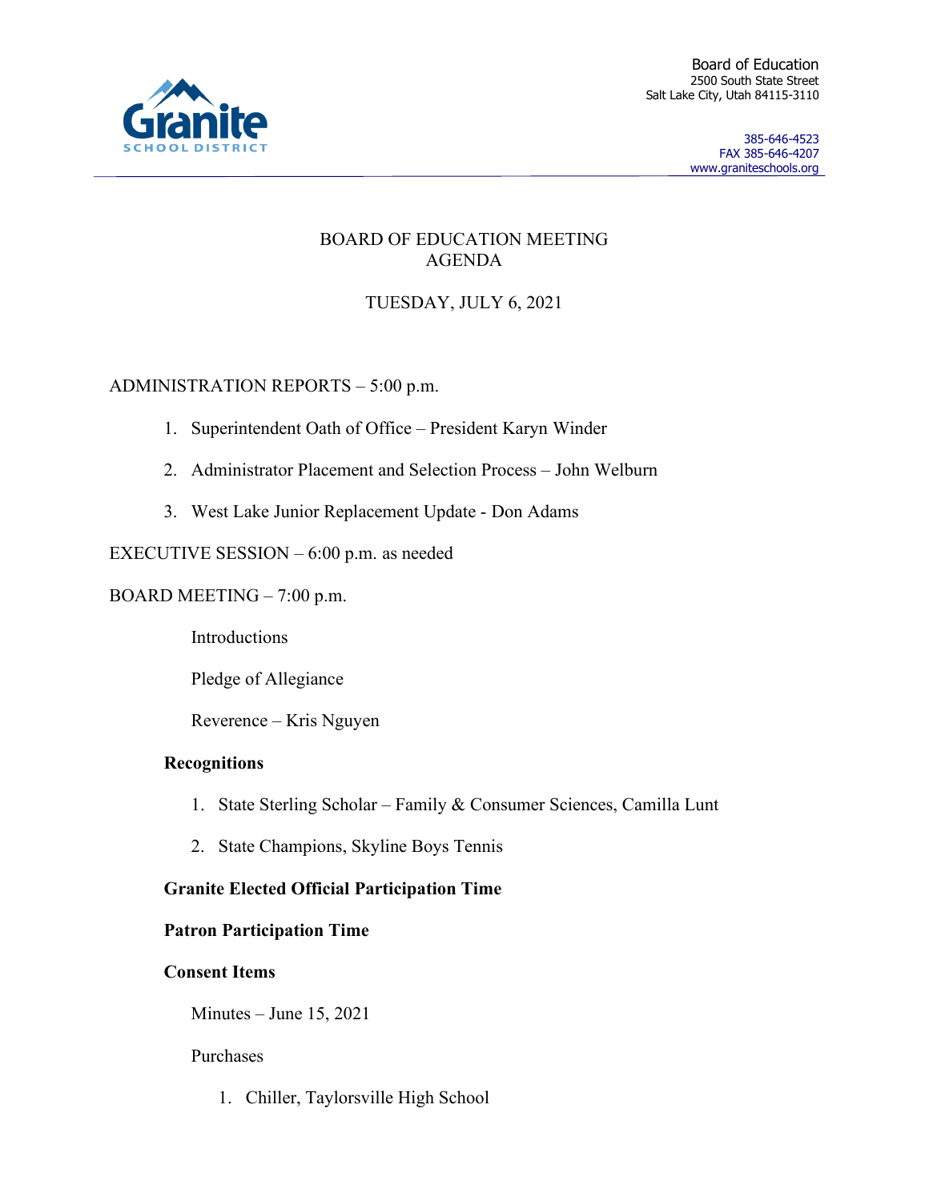Granite SCHOOL DISTRICT

Board of Education
2500 South State Street
Salt Lake City, Utah 84115-3110

385-646-4523
FAX 385-646-4207
www.graniteschools.org

# BOARD OF EDUCATION MEETING AGENDA

## TUESDAY, JULY 6, 2021

ADMINISTRATION REPORTS – 5:00 p.m.

1. Superintendent Oath of Office – President Karyn Winder
2. Administrator Placement and Selection Process – John Welburn
3. West Lake Junior Replacement Update - Don Adams

EXECUTIVE SESSION – 6:00 p.m. as needed

BOARD MEETING – 7:00 p.m.

Introductions

Pledge of Allegiance

Reverence – Kris Nguyen

**Recognitions**

1. State Sterling Scholar – Family & Consumer Sciences, Camilla Lunt
2. State Champions, Skyline Boys Tennis

**Granite Elected Official Participation Time**

**Patron Participation Time**

**Consent Items**

Minutes – June 15, 2021

Purchases

1. Chiller, Taylorsville High School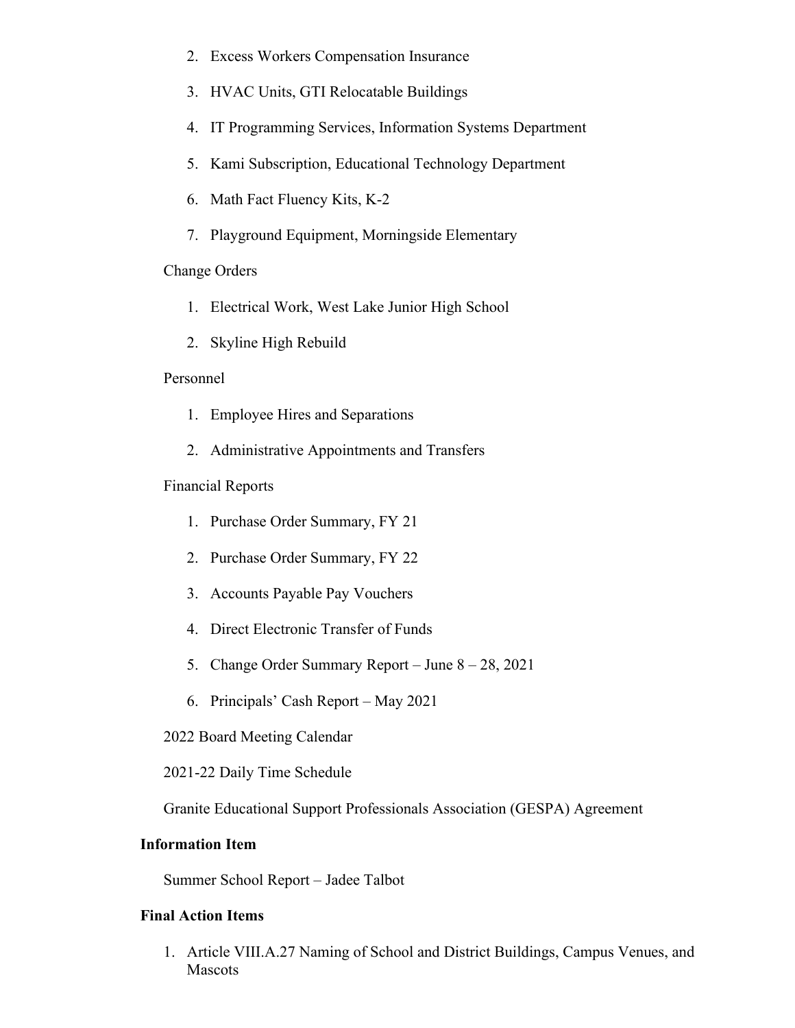2. Excess Workers Compensation Insurance
3. HVAC Units, GTI Relocatable Buildings
4. IT Programming Services, Information Systems Department
5. Kami Subscription, Educational Technology Department
6. Math Fact Fluency Kits, K-2
7. Playground Equipment, Morningside Elementary

Change Orders

1. Electrical Work, West Lake Junior High School
2. Skyline High Rebuild

Personnel

1. Employee Hires and Separations
2. Administrative Appointments and Transfers

Financial Reports

1. Purchase Order Summary, FY 21
2. Purchase Order Summary, FY 22
3. Accounts Payable Pay Vouchers
4. Direct Electronic Transfer of Funds
5. Change Order Summary Report – June 8 – 28, 2021
6. Principals' Cash Report – May 2021

2022 Board Meeting Calendar

2021-22 Daily Time Schedule

Granite Educational Support Professionals Association (GESPA) Agreement

**Information Item**

Summer School Report – Jadee Talbot

**Final Action Items**

1. Article VIII.A.27 Naming of School and District Buildings, Campus Venues, and Mascots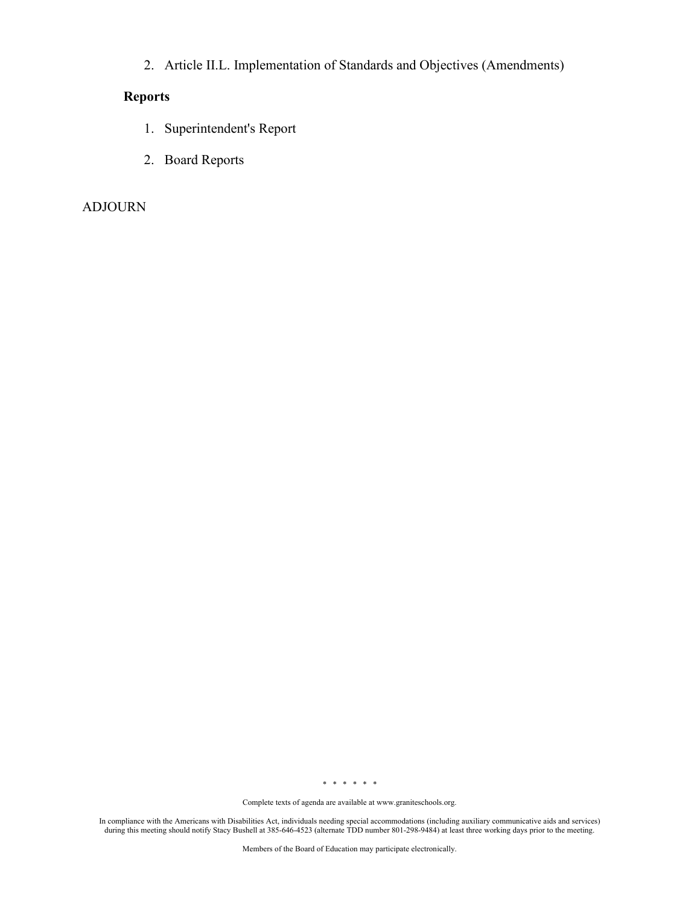2. Article II.L. Implementation of Standards and Objectives (Amendments)

**Reports**

1. Superintendent's Report
2. Board Reports

ADJOURN

\* \* \* \* \* \*

Complete texts of agenda are available at www.graniteschools.org.

In compliance with the Americans with Disabilities Act, individuals needing special accommodations (including auxiliary communicative aids and services) during this meeting should notify Stacy Bushell at 385-646-4523 (alternate TDD number 801-298-9484) at least three working days prior to the meeting.

Members of the Board of Education may participate electronically.